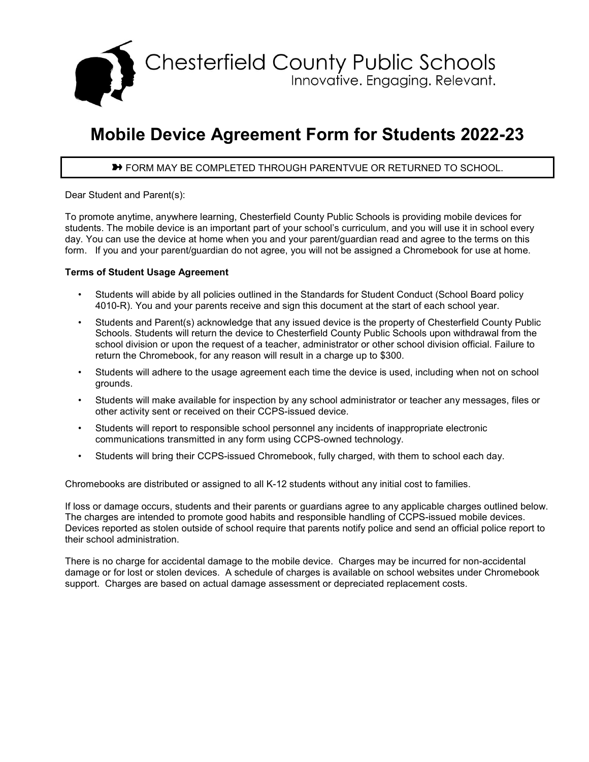Chesterfield County Public Schools
Innovative. Engaging. Relevant.

# Mobile Device Agreement Form for Students 2022-23

➽ FORM MAY BE COMPLETED THROUGH PARENTVUE OR RETURNED TO SCHOOL.

Dear Student and Parent(s):

To promote anytime, anywhere learning, Chesterfield County Public Schools is providing mobile devices for students. The mobile device is an important part of your school's curriculum, and you will use it in school every day. You can use the device at home when you and your parent/guardian read and agree to the terms on this form. If you and your parent/guardian do not agree, you will not be assigned a Chromebook for use at home.

**Terms of Student Usage Agreement**

- Students will abide by all policies outlined in the Standards for Student Conduct (School Board policy 4010-R). You and your parents receive and sign this document at the start of each school year.
- Students and Parent(s) acknowledge that any issued device is the property of Chesterfield County Public Schools. Students will return the device to Chesterfield County Public Schools upon withdrawal from the school division or upon the request of a teacher, administrator or other school division official. Failure to return the Chromebook, for any reason will result in a charge up to $300.
- Students will adhere to the usage agreement each time the device is used, including when not on school grounds.
- Students will make available for inspection by any school administrator or teacher any messages, files or other activity sent or received on their CCPS-issued device.
- Students will report to responsible school personnel any incidents of inappropriate electronic communications transmitted in any form using CCPS-owned technology.
- Students will bring their CCPS-issued Chromebook, fully charged, with them to school each day.

Chromebooks are distributed or assigned to all K-12 students without any initial cost to families.

If loss or damage occurs, students and their parents or guardians agree to any applicable charges outlined below. The charges are intended to promote good habits and responsible handling of CCPS-issued mobile devices. Devices reported as stolen outside of school require that parents notify police and send an official police report to their school administration.

There is no charge for accidental damage to the mobile device. Charges may be incurred for non-accidental damage or for lost or stolen devices. A schedule of charges is available on school websites under Chromebook support. Charges are based on actual damage assessment or depreciated replacement costs.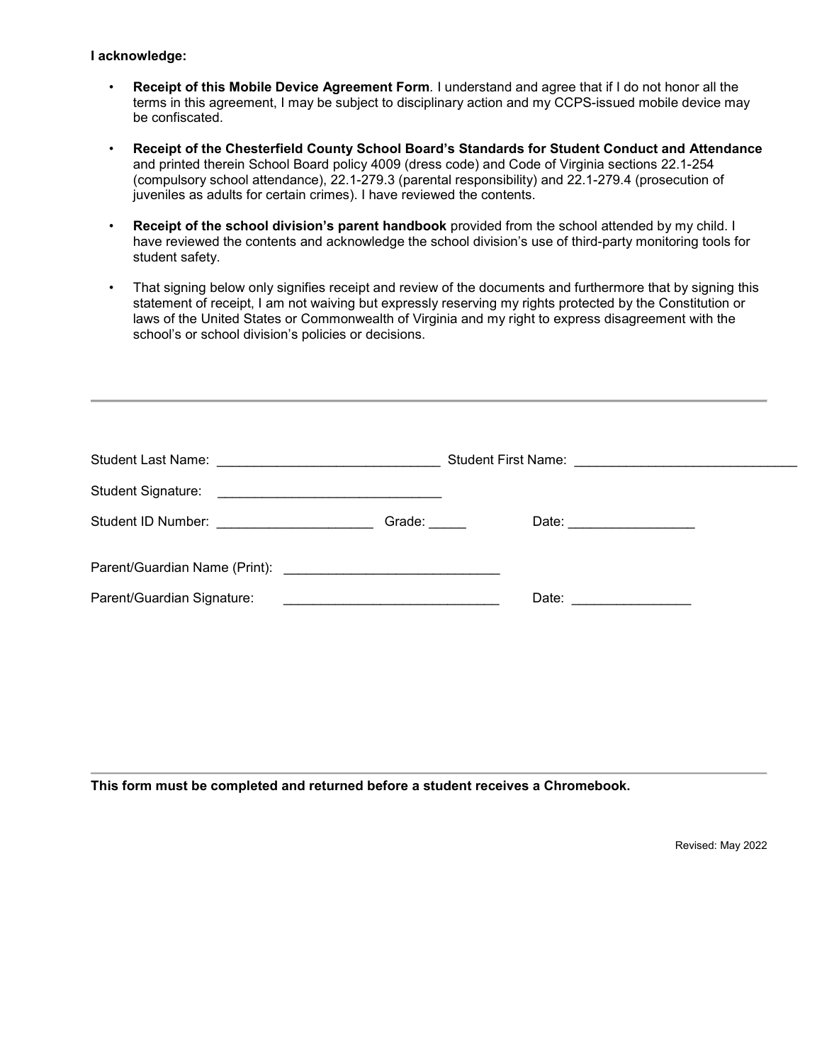**I acknowledge:**

- **Receipt of this Mobile Device Agreement Form**. I understand and agree that if I do not honor all the terms in this agreement, I may be subject to disciplinary action and my CCPS-issued mobile device may be confiscated.
- **Receipt of the Chesterfield County School Board's Standards for Student Conduct and Attendance** and printed therein School Board policy 4009 (dress code) and Code of Virginia sections 22.1-254 (compulsory school attendance), 22.1-279.3 (parental responsibility) and 22.1-279.4 (prosecution of juveniles as adults for certain crimes). I have reviewed the contents.
- **Receipt of the school division's parent handbook** provided from the school attended by my child. I have reviewed the contents and acknowledge the school division's use of third-party monitoring tools for student safety.
- That signing below only signifies receipt and review of the documents and furthermore that by signing this statement of receipt, I am not waiving but expressly reserving my rights protected by the Constitution or laws of the United States or Commonwealth of Virginia and my right to express disagreement with the school's or school division's policies or decisions.

---

Student Last Name: ______________________________ Student First Name: ______________________________

Student Signature: ______________________________

Student ID Number: _____________________ Grade: _____ Date: _________________

Parent/Guardian Name (Print): ____________________________

Parent/Guardian Signature: ____________________________ Date: ________________

---

**This form must be completed and returned before a student receives a Chromebook.**

Revised: May 2022